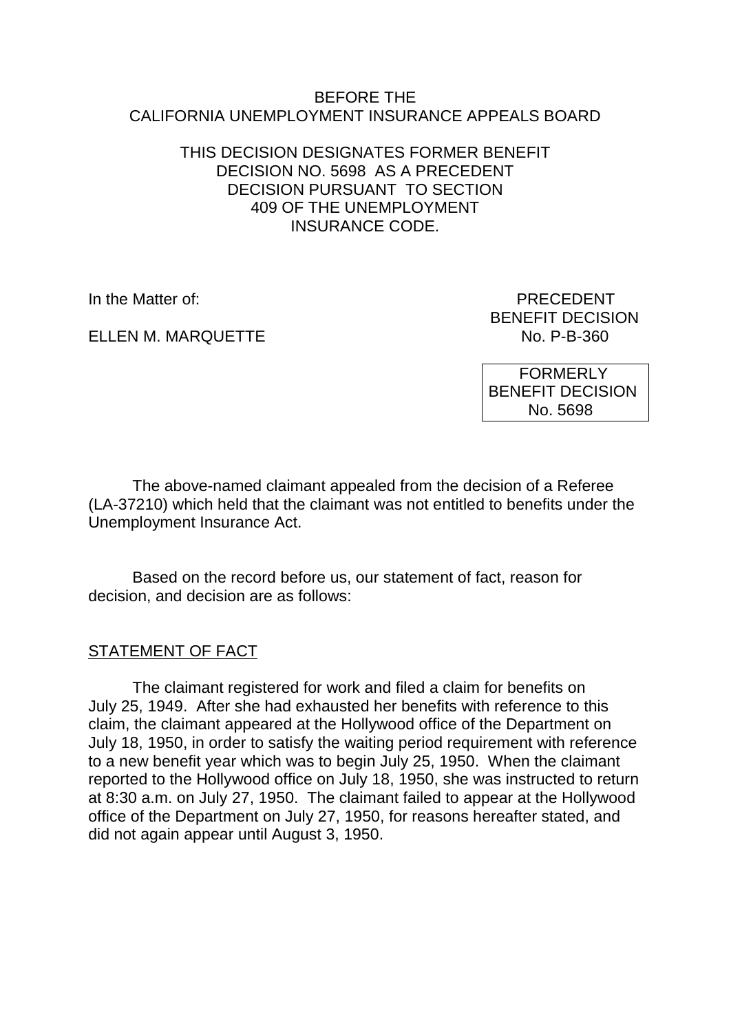BEFORE THE
CALIFORNIA UNEMPLOYMENT INSURANCE APPEALS BOARD

THIS DECISION DESIGNATES FORMER BENEFIT DECISION NO. 5698 AS A PRECEDENT DECISION PURSUANT TO SECTION 409 OF THE UNEMPLOYMENT INSURANCE CODE.

In the Matter of:

ELLEN M. MARQUETTE

PRECEDENT
BENEFIT DECISION
No. P-B-360

FORMERLY
BENEFIT DECISION
No. 5698

The above-named claimant appealed from the decision of a Referee (LA-37210) which held that the claimant was not entitled to benefits under the Unemployment Insurance Act.

Based on the record before us, our statement of fact, reason for decision, and decision are as follows:

## STATEMENT OF FACT

The claimant registered for work and filed a claim for benefits on July 25, 1949. After she had exhausted her benefits with reference to this claim, the claimant appeared at the Hollywood office of the Department on July 18, 1950, in order to satisfy the waiting period requirement with reference to a new benefit year which was to begin July 25, 1950. When the claimant reported to the Hollywood office on July 18, 1950, she was instructed to return at 8:30 a.m. on July 27, 1950. The claimant failed to appear at the Hollywood office of the Department on July 27, 1950, for reasons hereafter stated, and did not again appear until August 3, 1950.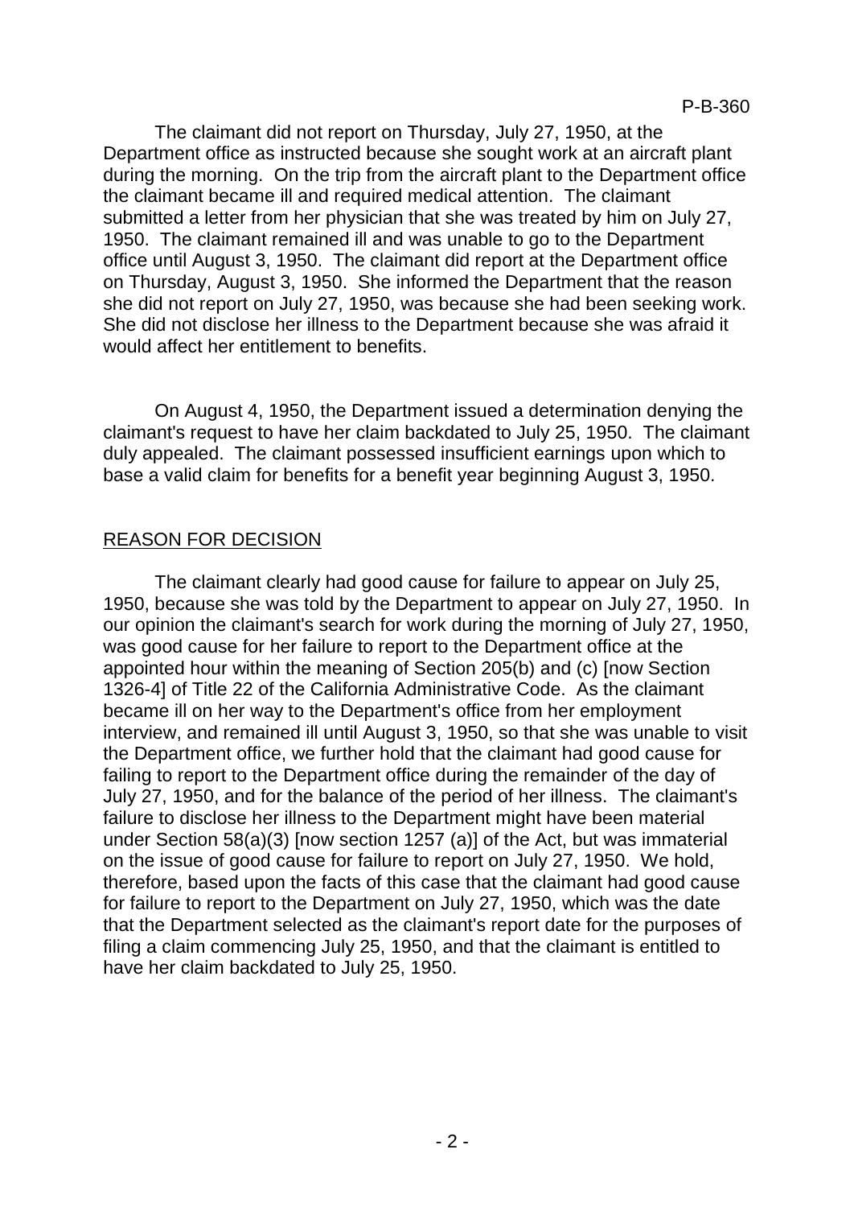The claimant did not report on Thursday, July 27, 1950, at the Department office as instructed because she sought work at an aircraft plant during the morning. On the trip from the aircraft plant to the Department office the claimant became ill and required medical attention. The claimant submitted a letter from her physician that she was treated by him on July 27, 1950. The claimant remained ill and was unable to go to the Department office until August 3, 1950. The claimant did report at the Department office on Thursday, August 3, 1950. She informed the Department that the reason she did not report on July 27, 1950, was because she had been seeking work. She did not disclose her illness to the Department because she was afraid it would affect her entitlement to benefits.

On August 4, 1950, the Department issued a determination denying the claimant's request to have her claim backdated to July 25, 1950. The claimant duly appealed. The claimant possessed insufficient earnings upon which to base a valid claim for benefits for a benefit year beginning August 3, 1950.

## REASON FOR DECISION

The claimant clearly had good cause for failure to appear on July 25, 1950, because she was told by the Department to appear on July 27, 1950. In our opinion the claimant's search for work during the morning of July 27, 1950, was good cause for her failure to report to the Department office at the appointed hour within the meaning of Section 205(b) and (c) [now Section 1326-4] of Title 22 of the California Administrative Code. As the claimant became ill on her way to the Department's office from her employment interview, and remained ill until August 3, 1950, so that she was unable to visit the Department office, we further hold that the claimant had good cause for failing to report to the Department office during the remainder of the day of July 27, 1950, and for the balance of the period of her illness. The claimant's failure to disclose her illness to the Department might have been material under Section 58(a)(3) [now section 1257 (a)] of the Act, but was immaterial on the issue of good cause for failure to report on July 27, 1950. We hold, therefore, based upon the facts of this case that the claimant had good cause for failure to report to the Department on July 27, 1950, which was the date that the Department selected as the claimant's report date for the purposes of filing a claim commencing July 25, 1950, and that the claimant is entitled to have her claim backdated to July 25, 1950.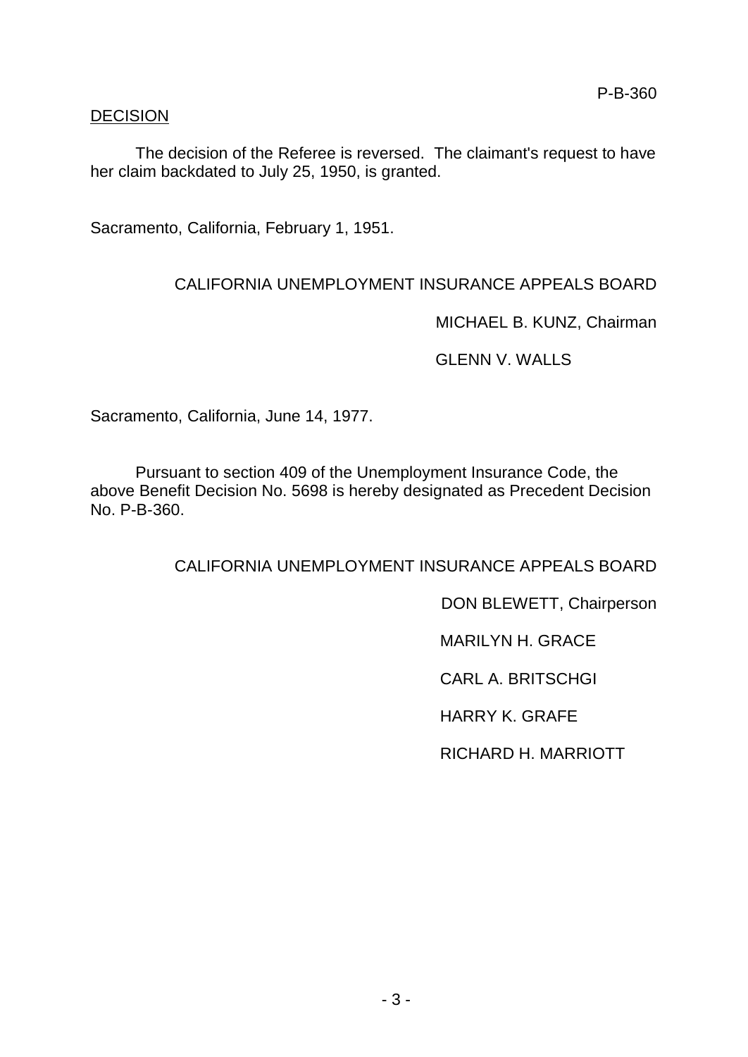P-B-360

DECISION

The decision of the Referee is reversed. The claimant's request to have her claim backdated to July 25, 1950, is granted.

Sacramento, California, February 1, 1951.

CALIFORNIA UNEMPLOYMENT INSURANCE APPEALS BOARD

MICHAEL B. KUNZ, Chairman

GLENN V. WALLS

Sacramento, California, June 14, 1977.

Pursuant to section 409 of the Unemployment Insurance Code, the above Benefit Decision No. 5698 is hereby designated as Precedent Decision No. P-B-360.

CALIFORNIA UNEMPLOYMENT INSURANCE APPEALS BOARD

DON BLEWETT, Chairperson

MARILYN H. GRACE

CARL A. BRITSCHGI

HARRY K. GRAFE

RICHARD H. MARRIOTT